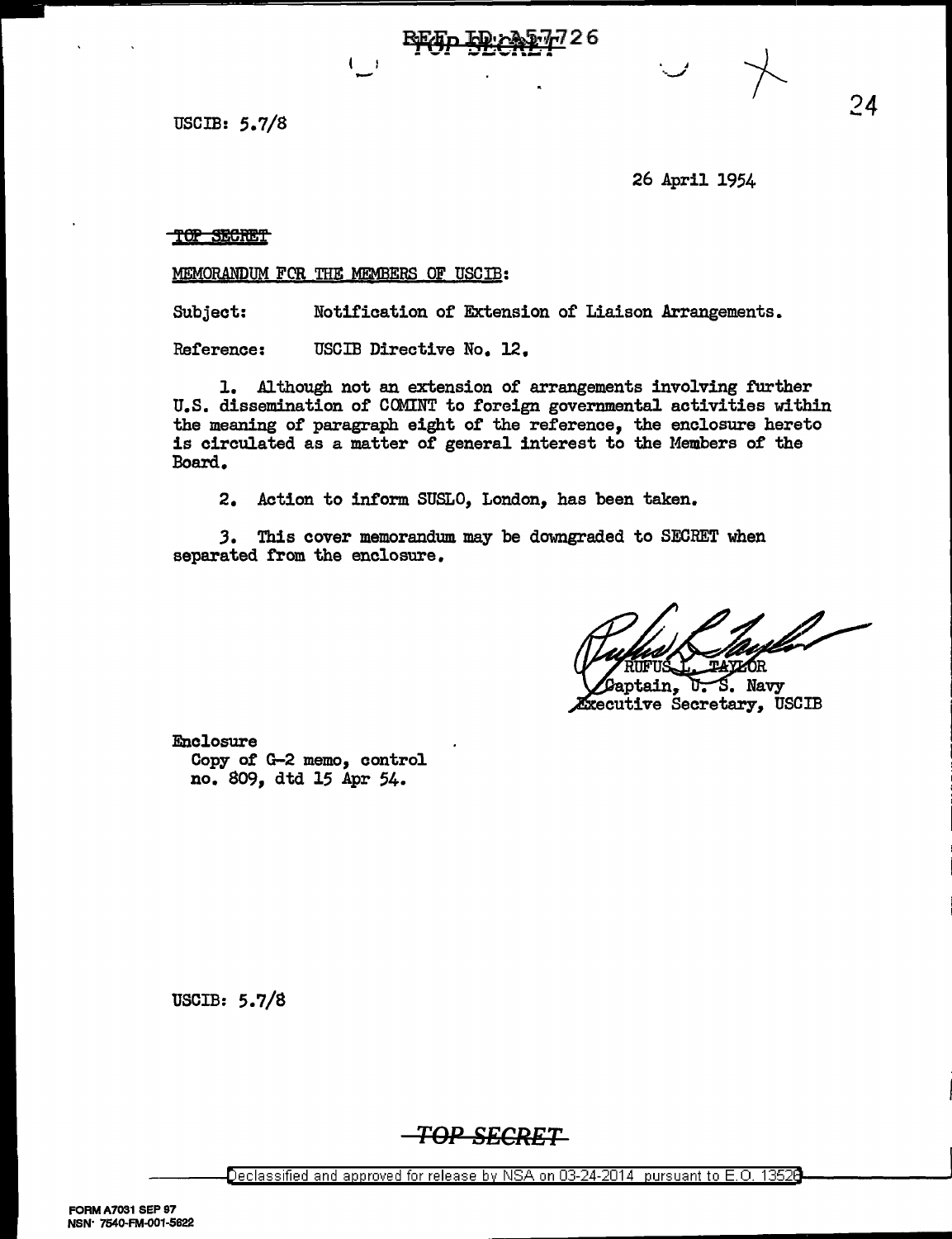USCIB: 5.7/8

26 April 1954

~~TOP SECRET~~

MEMORANDUM FOR THE MEMBERS OF USCIB:

Subject: Notification of Extension of Liaison Arrangements.

Reference: USCIB Directive No. 12.

1. Although not an extension of arrangements involving further U.S. dissemination of COMINT to foreign governmental activities within the meaning of paragraph eight of the reference, the enclosure hereto is circulated as a matter of general interest to the Members of the Board.

2. Action to inform SUSLO, London, has been taken.

3. This cover memorandum may be downgraded to SECRET when separated from the enclosure.

RUFUS L. TAYLOR
Captain, U. S. Navy
Executive Secretary, USCIB

Enclosure
Copy of G-2 memo, control no. 809, dtd 15 Apr 54.

USCIB: 5.7/8

~~TOP SECRET~~

Declassified and approved for release by NSA on 03-24-2014 pursuant to E.O. 13526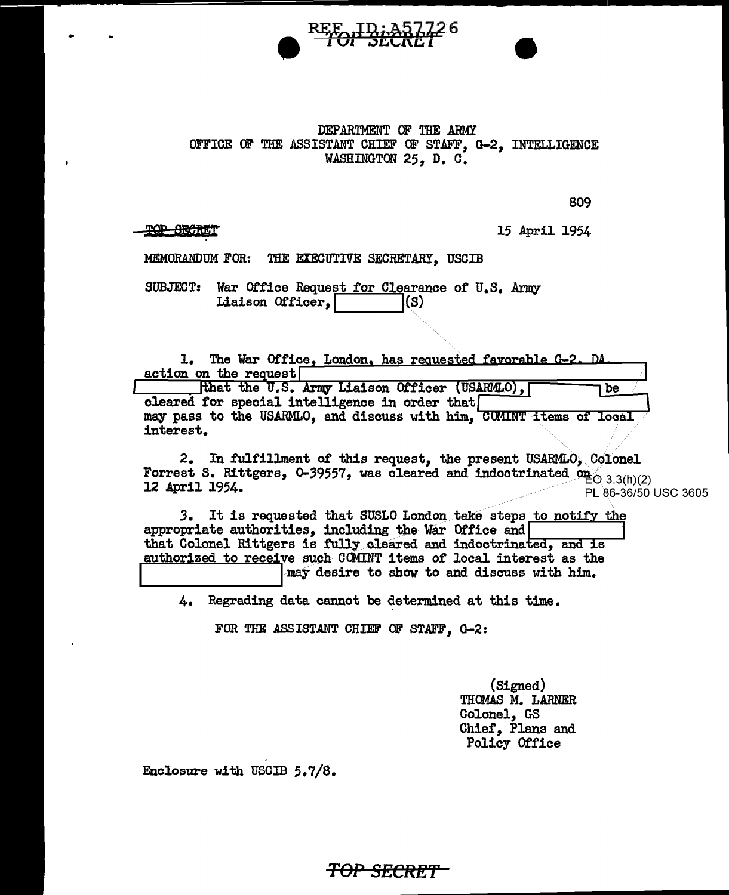REF ID:A57726

TOP SECRET

DEPARTMENT OF THE ARMY
OFFICE OF THE ASSISTANT CHIEF OF STAFF, G-2, INTELLIGENCE
WASHINGTON 25, D. C.

809

~~TOP SECRET~~

15 April 1954

MEMORANDUM FOR: THE EXECUTIVE SECRETARY, USCIB

SUBJECT: War Office Request for Clearance of U.S. Army Liaison Officer, [ ] (S)

1. The War Office, London, has requested favorable G-2, DA action on the request [ ] [ ] that the U.S. Army Liaison Officer (USARMLO), [ ] be cleared for special intelligence in order that [ ] may pass to the USARMLO, and discuss with him, COMINT items of local interest.

2. In fulfillment of this request, the present USARMLO, Colonel Forrest S. Rittgers, O-39557, was cleared and indoctrinated on 12 April 1954.

EO 3.3(h)(2)
PL 86-36/50 USC 3605

3. It is requested that SUSLO London take steps to notify the appropriate authorities, including the War Office and [ ] that Colonel Rittgers is fully cleared and indoctrinated, and is authorized to receive such COMINT items of local interest as the [ ] may desire to show to and discuss with him.

4. Regrading data cannot be determined at this time.

FOR THE ASSISTANT CHIEF OF STAFF, G-2:

(Signed)
THOMAS M. LARNER
Colonel, GS
Chief, Plans and Policy Office

Enclosure with USCIB 5.7/8.

TOP SECRET